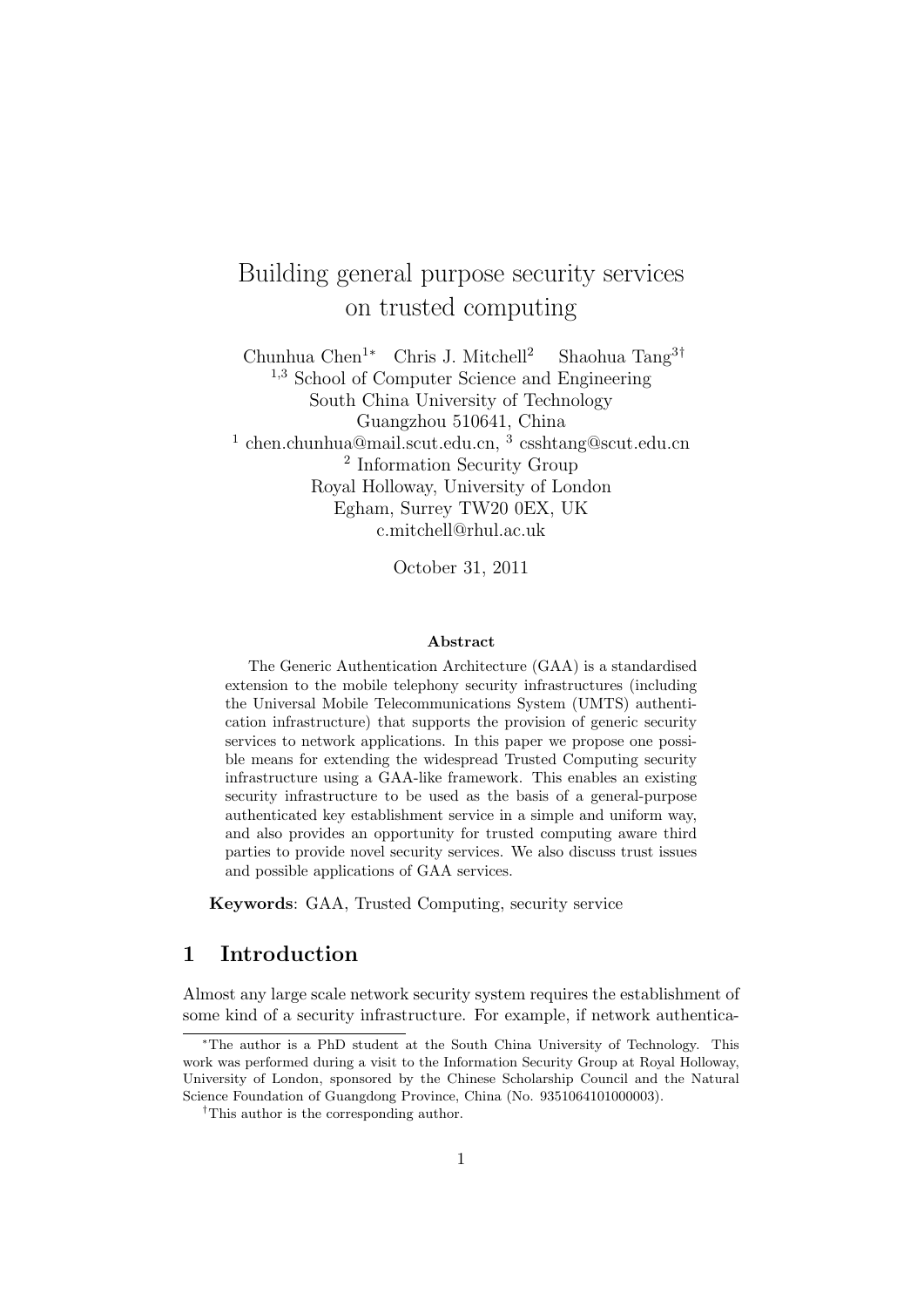# Building general purpose security services on trusted computing

Chunhua Chen[1*] Chris J. Mitchell[2] Shaohua Tang[3†]

[1,3] School of Computer Science and Engineering
South China University of Technology
Guangzhou 510641, China
[1] chen.chunhua@mail.scut.edu.cn, [3] csshtang@scut.edu.cn
[2] Information Security Group
Royal Holloway, University of London
Egham, Surrey TW20 0EX, UK
c.mitchell@rhul.ac.uk

October 31, 2011

### Abstract

The Generic Authentication Architecture (GAA) is a standardised extension to the mobile telephony security infrastructures (including the Universal Mobile Telecommunications System (UMTS) authentication infrastructure) that supports the provision of generic security services to network applications. In this paper we propose one possible means for extending the widespread Trusted Computing security infrastructure using a GAA-like framework. This enables an existing security infrastructure to be used as the basis of a general-purpose authenticated key establishment service in a simple and uniform way, and also provides an opportunity for trusted computing aware third parties to provide novel security services. We also discuss trust issues and possible applications of GAA services.

**Keywords**: GAA, Trusted Computing, security service

## 1 Introduction

Almost any large scale network security system requires the establishment of some kind of a security infrastructure. For example, if network authentica-

---

*The author is a PhD student at the South China University of Technology. This work was performed during a visit to the Information Security Group at Royal Holloway, University of London, sponsored by the Chinese Scholarship Council and the Natural Science Foundation of Guangdong Province, China (No. 9351064101000003).

†This author is the corresponding author.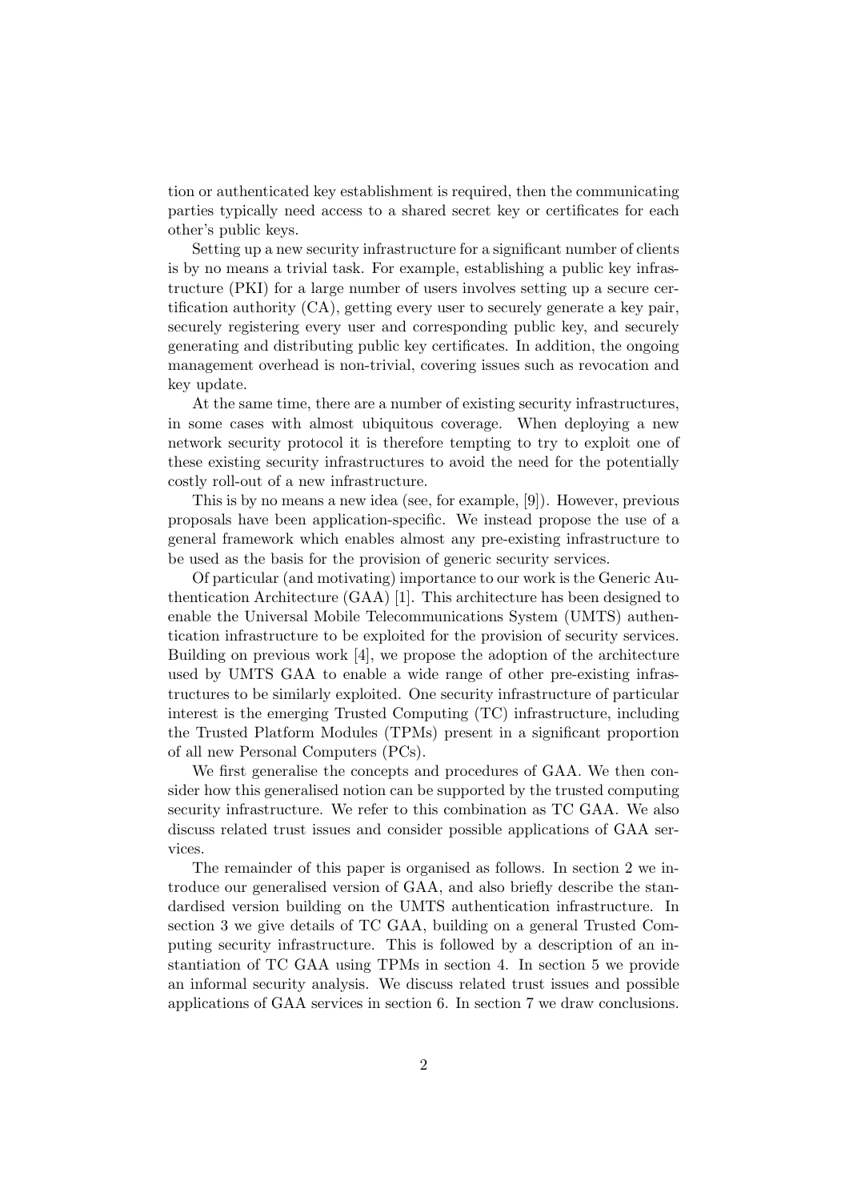tion or authenticated key establishment is required, then the communicating parties typically need access to a shared secret key or certificates for each other's public keys.

Setting up a new security infrastructure for a significant number of clients is by no means a trivial task. For example, establishing a public key infrastructure (PKI) for a large number of users involves setting up a secure certification authority (CA), getting every user to securely generate a key pair, securely registering every user and corresponding public key, and securely generating and distributing public key certificates. In addition, the ongoing management overhead is non-trivial, covering issues such as revocation and key update.

At the same time, there are a number of existing security infrastructures, in some cases with almost ubiquitous coverage. When deploying a new network security protocol it is therefore tempting to try to exploit one of these existing security infrastructures to avoid the need for the potentially costly roll-out of a new infrastructure.

This is by no means a new idea (see, for example, [9]). However, previous proposals have been application-specific. We instead propose the use of a general framework which enables almost any pre-existing infrastructure to be used as the basis for the provision of generic security services.

Of particular (and motivating) importance to our work is the Generic Authentication Architecture (GAA) [1]. This architecture has been designed to enable the Universal Mobile Telecommunications System (UMTS) authentication infrastructure to be exploited for the provision of security services. Building on previous work [4], we propose the adoption of the architecture used by UMTS GAA to enable a wide range of other pre-existing infrastructures to be similarly exploited. One security infrastructure of particular interest is the emerging Trusted Computing (TC) infrastructure, including the Trusted Platform Modules (TPMs) present in a significant proportion of all new Personal Computers (PCs).

We first generalise the concepts and procedures of GAA. We then consider how this generalised notion can be supported by the trusted computing security infrastructure. We refer to this combination as TC GAA. We also discuss related trust issues and consider possible applications of GAA services.

The remainder of this paper is organised as follows. In section 2 we introduce our generalised version of GAA, and also briefly describe the standardised version building on the UMTS authentication infrastructure. In section 3 we give details of TC GAA, building on a general Trusted Computing security infrastructure. This is followed by a description of an instantiation of TC GAA using TPMs in section 4. In section 5 we provide an informal security analysis. We discuss related trust issues and possible applications of GAA services in section 6. In section 7 we draw conclusions.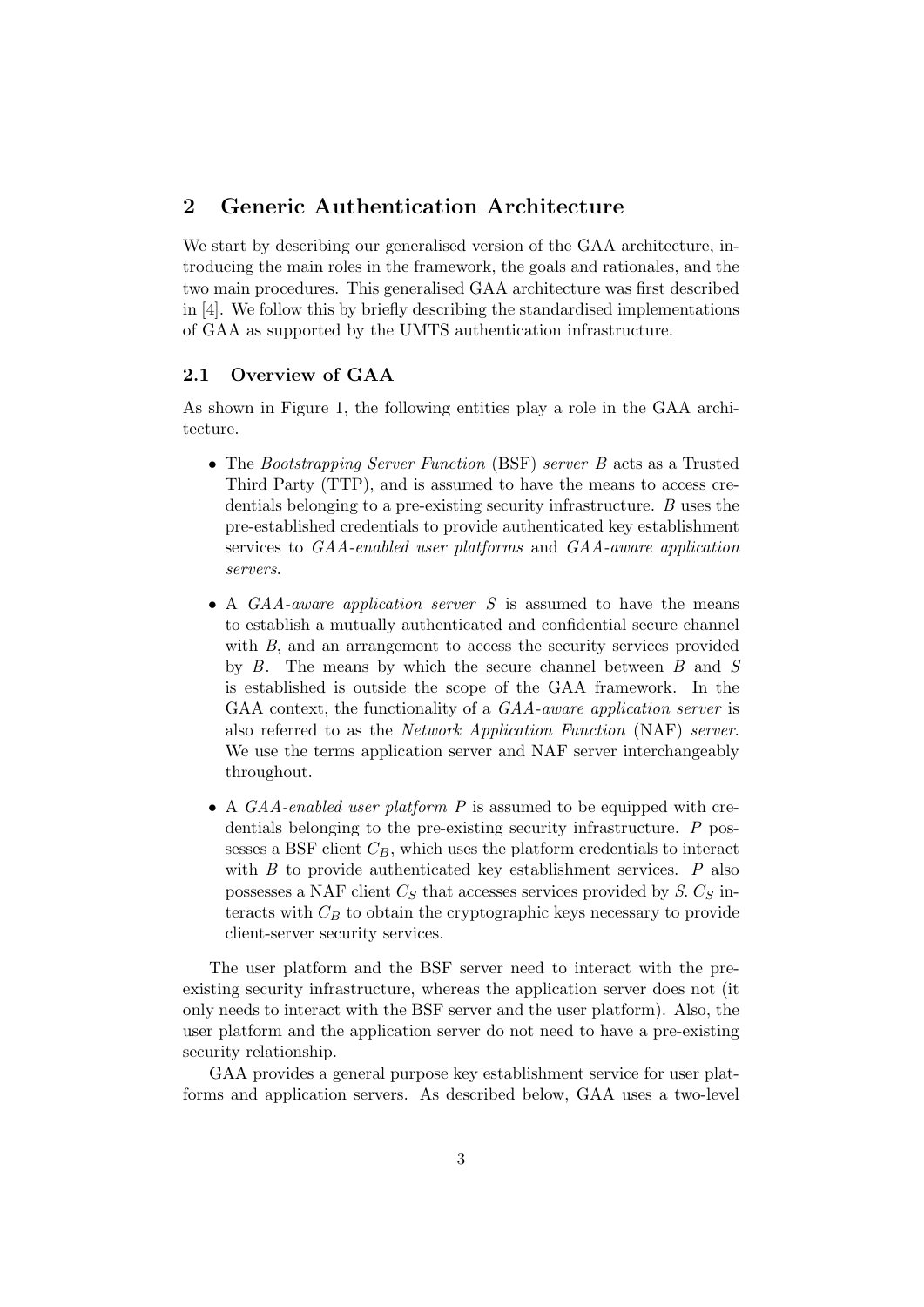## 2 Generic Authentication Architecture

We start by describing our generalised version of the GAA architecture, introducing the main roles in the framework, the goals and rationales, and the two main procedures. This generalised GAA architecture was first described in [4]. We follow this by briefly describing the standardised implementations of GAA as supported by the UMTS authentication infrastructure.

### 2.1 Overview of GAA

As shown in Figure 1, the following entities play a role in the GAA architecture.

- The *Bootstrapping Server Function* (BSF) *server* $B$ acts as a Trusted Third Party (TTP), and is assumed to have the means to access credentials belonging to a pre-existing security infrastructure. $B$ uses the pre-established credentials to provide authenticated key establishment services to *GAA-enabled user platforms* and *GAA-aware application servers*.
- A *GAA-aware application server* $S$ is assumed to have the means to establish a mutually authenticated and confidential secure channel with $B$, and an arrangement to access the security services provided by $B$. The means by which the secure channel between $B$ and $S$ is established is outside the scope of the GAA framework. In the GAA context, the functionality of a *GAA-aware application server* is also referred to as the *Network Application Function* (NAF) *server*. We use the terms application server and NAF server interchangeably throughout.
- A *GAA-enabled user platform* $P$ is assumed to be equipped with credentials belonging to the pre-existing security infrastructure. $P$ possesses a BSF client $C_B$, which uses the platform credentials to interact with $B$ to provide authenticated key establishment services. $P$ also possesses a NAF client $C_S$ that accesses services provided by $S$. $C_S$ interacts with $C_B$ to obtain the cryptographic keys necessary to provide client-server security services.

The user platform and the BSF server need to interact with the pre-existing security infrastructure, whereas the application server does not (it only needs to interact with the BSF server and the user platform). Also, the user platform and the application server do not need to have a pre-existing security relationship.

GAA provides a general purpose key establishment service for user platforms and application servers. As described below, GAA uses a two-level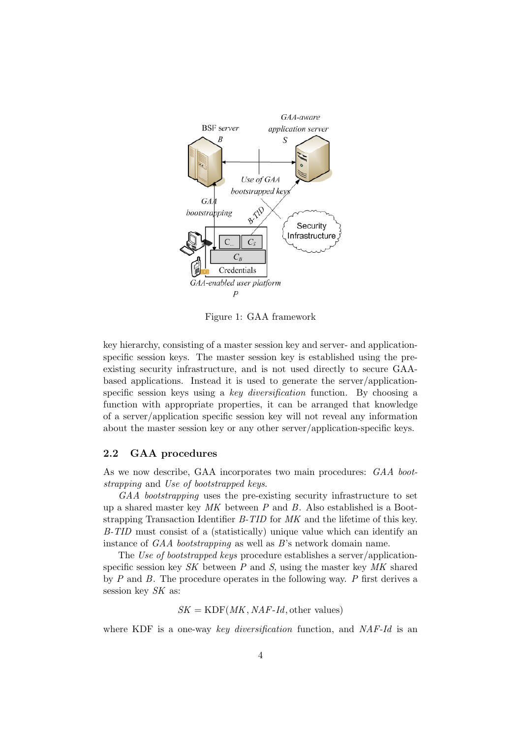Figure 1: GAA framework

key hierarchy, consisting of a master session key and server- and application-specific session keys. The master session key is established using the pre-existing security infrastructure, and is not used directly to secure GAA-based applications. Instead it is used to generate the server/application-specific session keys using a *key diversification* function. By choosing a function with appropriate properties, it can be arranged that knowledge of a server/application specific session key will not reveal any information about the master session key or any other server/application-specific keys.

## 2.2 GAA procedures

As we now describe, GAA incorporates two main procedures: *GAA bootstrapping* and *Use of bootstrapped keys*.

*GAA bootstrapping* uses the pre-existing security infrastructure to set up a shared master key *MK* between *P* and *B*. Also established is a Bootstrapping Transaction Identifier *B-TID* for *MK* and the lifetime of this key. *B-TID* must consist of a (statistically) unique value which can identify an instance of *GAA bootstrapping* as well as *B*'s network domain name.

The *Use of bootstrapped keys* procedure establishes a server/application-specific session key *SK* between *P* and *S*, using the master key *MK* shared by *P* and *B*. The procedure operates in the following way. *P* first derives a session key *SK* as:

$$SK = \text{KDF}(MK, \textit{NAF-Id}, \text{other values})$$

where KDF is a one-way *key diversification* function, and *NAF-Id* is an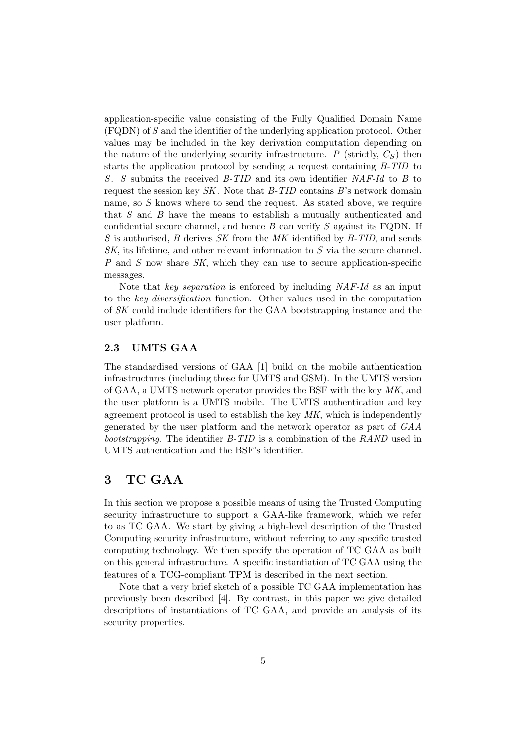application-specific value consisting of the Fully Qualified Domain Name (FQDN) of $S$ and the identifier of the underlying application protocol. Other values may be included in the key derivation computation depending on the nature of the underlying security infrastructure. $P$ (strictly, $C_S$) then starts the application protocol by sending a request containing *B-TID* to $S$. $S$ submits the received *B-TID* and its own identifier *NAF-Id* to $B$ to request the session key *SK*. Note that *B-TID* contains $B$'s network domain name, so $S$ knows where to send the request. As stated above, we require that $S$ and $B$ have the means to establish a mutually authenticated and confidential secure channel, and hence $B$ can verify $S$ against its FQDN. If $S$ is authorised, $B$ derives *SK* from the *MK* identified by *B-TID*, and sends *SK*, its lifetime, and other relevant information to $S$ via the secure channel. $P$ and $S$ now share *SK*, which they can use to secure application-specific messages.

Note that *key separation* is enforced by including *NAF-Id* as an input to the *key diversification* function. Other values used in the computation of *SK* could include identifiers for the GAA bootstrapping instance and the user platform.

### 2.3 UMTS GAA

The standardised versions of GAA [1] build on the mobile authentication infrastructures (including those for UMTS and GSM). In the UMTS version of GAA, a UMTS network operator provides the BSF with the key *MK*, and the user platform is a UMTS mobile. The UMTS authentication and key agreement protocol is used to establish the key *MK*, which is independently generated by the user platform and the network operator as part of *GAA bootstrapping*. The identifier *B-TID* is a combination of the *RAND* used in UMTS authentication and the BSF's identifier.

## 3 TC GAA

In this section we propose a possible means of using the Trusted Computing security infrastructure to support a GAA-like framework, which we refer to as TC GAA. We start by giving a high-level description of the Trusted Computing security infrastructure, without referring to any specific trusted computing technology. We then specify the operation of TC GAA as built on this general infrastructure. A specific instantiation of TC GAA using the features of a TCG-compliant TPM is described in the next section.

Note that a very brief sketch of a possible TC GAA implementation has previously been described [4]. By contrast, in this paper we give detailed descriptions of instantiations of TC GAA, and provide an analysis of its security properties.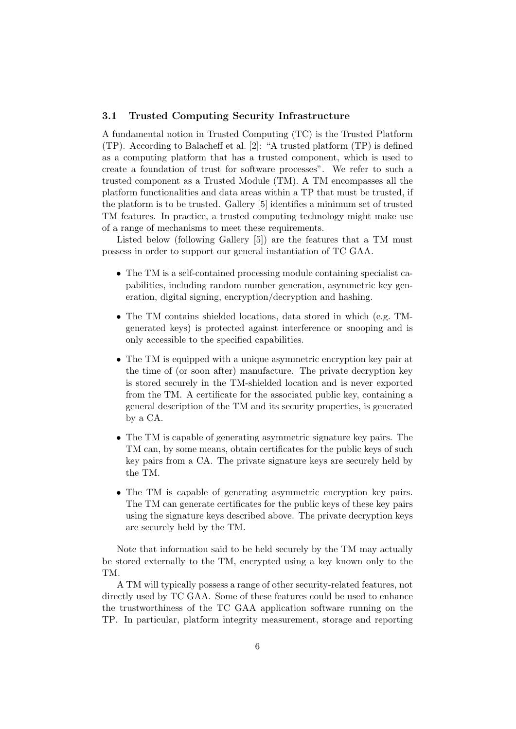### 3.1 Trusted Computing Security Infrastructure

A fundamental notion in Trusted Computing (TC) is the Trusted Platform (TP). According to Balacheff et al. [2]: "A trusted platform (TP) is defined as a computing platform that has a trusted component, which is used to create a foundation of trust for software processes". We refer to such a trusted component as a Trusted Module (TM). A TM encompasses all the platform functionalities and data areas within a TP that must be trusted, if the platform is to be trusted. Gallery [5] identifies a minimum set of trusted TM features. In practice, a trusted computing technology might make use of a range of mechanisms to meet these requirements.

Listed below (following Gallery [5]) are the features that a TM must possess in order to support our general instantiation of TC GAA.

- The TM is a self-contained processing module containing specialist capabilities, including random number generation, asymmetric key generation, digital signing, encryption/decryption and hashing.
- The TM contains shielded locations, data stored in which (e.g. TM-generated keys) is protected against interference or snooping and is only accessible to the specified capabilities.
- The TM is equipped with a unique asymmetric encryption key pair at the time of (or soon after) manufacture. The private decryption key is stored securely in the TM-shielded location and is never exported from the TM. A certificate for the associated public key, containing a general description of the TM and its security properties, is generated by a CA.
- The TM is capable of generating asymmetric signature key pairs. The TM can, by some means, obtain certificates for the public keys of such key pairs from a CA. The private signature keys are securely held by the TM.
- The TM is capable of generating asymmetric encryption key pairs. The TM can generate certificates for the public keys of these key pairs using the signature keys described above. The private decryption keys are securely held by the TM.

Note that information said to be held securely by the TM may actually be stored externally to the TM, encrypted using a key known only to the TM.

A TM will typically possess a range of other security-related features, not directly used by TC GAA. Some of these features could be used to enhance the trustworthiness of the TC GAA application software running on the TP. In particular, platform integrity measurement, storage and reporting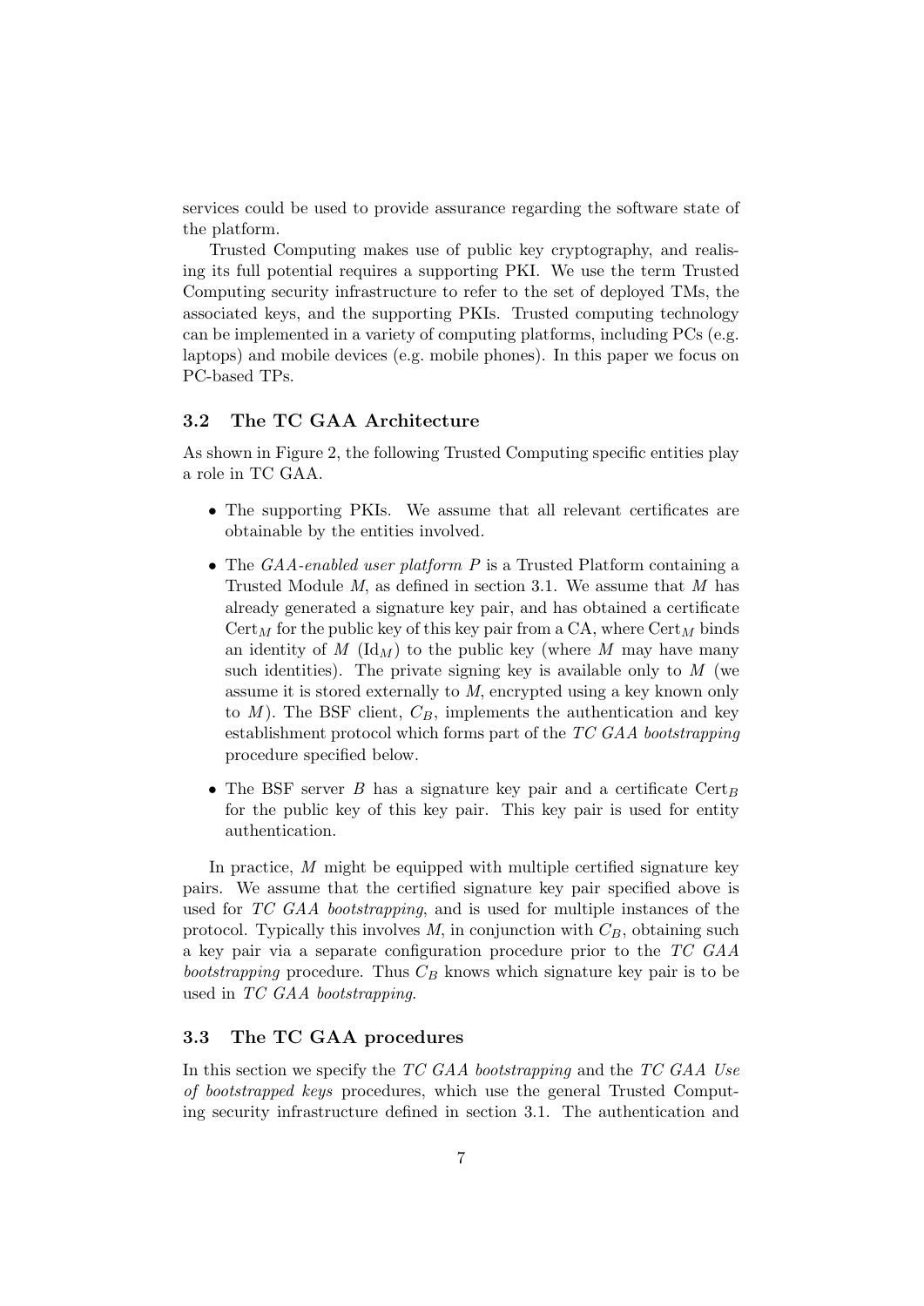services could be used to provide assurance regarding the software state of the platform.

Trusted Computing makes use of public key cryptography, and realising its full potential requires a supporting PKI. We use the term Trusted Computing security infrastructure to refer to the set of deployed TMs, the associated keys, and the supporting PKIs. Trusted computing technology can be implemented in a variety of computing platforms, including PCs (e.g. laptops) and mobile devices (e.g. mobile phones). In this paper we focus on PC-based TPs.

### 3.2 The TC GAA Architecture

As shown in Figure 2, the following Trusted Computing specific entities play a role in TC GAA.

- The supporting PKIs. We assume that all relevant certificates are obtainable by the entities involved.
- The *GAA-enabled user platform $P$* is a Trusted Platform containing a Trusted Module $M$, as defined in section 3.1. We assume that $M$ has already generated a signature key pair, and has obtained a certificate $\text{Cert}_M$ for the public key of this key pair from a CA, where $\text{Cert}_M$ binds an identity of $M$ ($\text{Id}_M$) to the public key (where $M$ may have many such identities). The private signing key is available only to $M$ (we assume it is stored externally to $M$, encrypted using a key known only to $M$). The BSF client, $C_B$, implements the authentication and key establishment protocol which forms part of the *TC GAA bootstrapping* procedure specified below.
- The BSF server $B$ has a signature key pair and a certificate $\text{Cert}_B$ for the public key of this key pair. This key pair is used for entity authentication.

In practice, $M$ might be equipped with multiple certified signature key pairs. We assume that the certified signature key pair specified above is used for *TC GAA bootstrapping*, and is used for multiple instances of the protocol. Typically this involves $M$, in conjunction with $C_B$, obtaining such a key pair via a separate configuration procedure prior to the *TC GAA bootstrapping* procedure. Thus $C_B$ knows which signature key pair is to be used in *TC GAA bootstrapping*.

### 3.3 The TC GAA procedures

In this section we specify the *TC GAA bootstrapping* and the *TC GAA Use of bootstrapped keys* procedures, which use the general Trusted Computing security infrastructure defined in section 3.1. The authentication and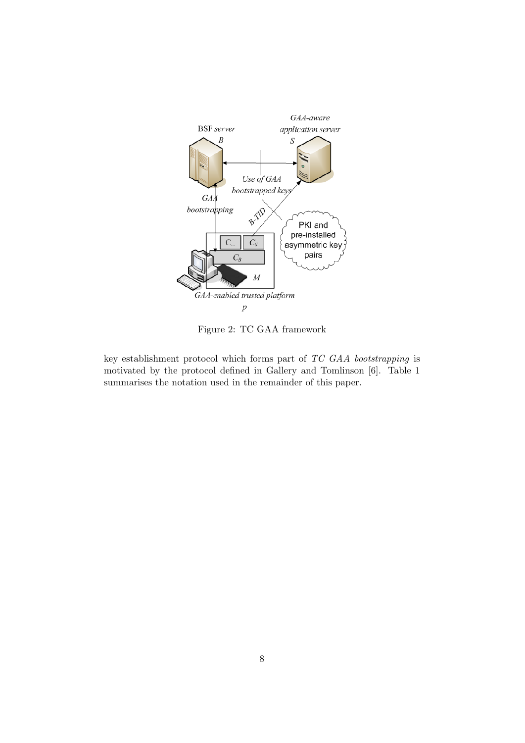Figure 2: TC GAA framework

key establishment protocol which forms part of *TC GAA bootstrapping* is motivated by the protocol defined in Gallery and Tomlinson [6]. Table 1 summarises the notation used in the remainder of this paper.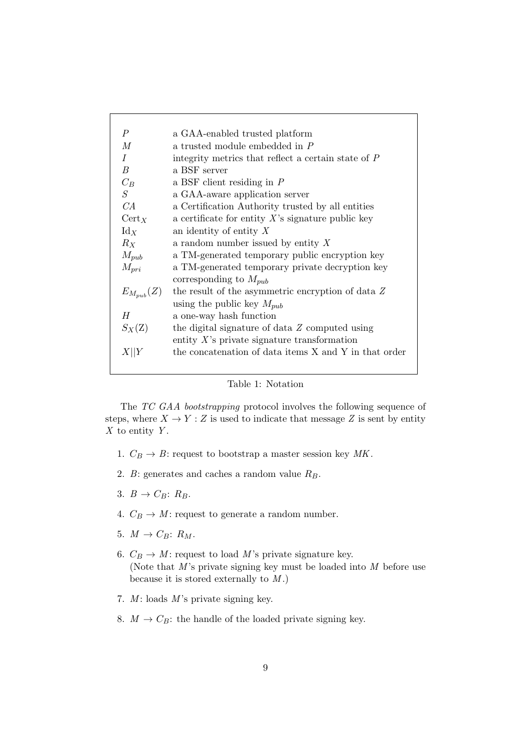| | |
|---|---|
| $P$ | a GAA-enabled trusted platform |
| $M$ | a trusted module embedded in $P$ |
| $I$ | integrity metrics that reflect a certain state of $P$ |
| $B$ | a BSF server |
| $C_B$ | a BSF client residing in $P$ |
| $S$ | a GAA-aware application server |
| $CA$ | a Certification Authority trusted by all entities |
| $\text{Cert}_X$ | a certificate for entity $X$'s signature public key |
| $\text{Id}_X$ | an identity of entity $X$ |
| $R_X$ | a random number issued by entity $X$ |
| $M_{pub}$ | a TM-generated temporary public encryption key |
| $M_{pri}$ | a TM-generated temporary private decryption key corresponding to $M_{pub}$ |
| $E_{M_{pub}}(Z)$ | the result of the asymmetric encryption of data $Z$ using the public key $M_{pub}$ |
| $H$ | a one-way hash function |
| $S_X(\text{Z})$ | the digital signature of data $Z$ computed using entity $X$'s private signature transformation |
| $X\|\|Y$ | the concatenation of data items X and Y in that order |

Table 1: Notation

The *TC GAA bootstrapping* protocol involves the following sequence of steps, where $X \rightarrow Y : Z$ is used to indicate that message $Z$ is sent by entity $X$ to entity $Y$.

1. $C_B \rightarrow B$: request to bootstrap a master session key $MK$.
2. $B$: generates and caches a random value $R_B$.
3. $B \rightarrow C_B$: $R_B$.
4. $C_B \rightarrow M$: request to generate a random number.
5. $M \rightarrow C_B$: $R_M$.
6. $C_B \rightarrow M$: request to load $M$'s private signature key.
   (Note that $M$'s private signing key must be loaded into $M$ before use because it is stored externally to $M$.)
7. $M$: loads $M$'s private signing key.
8. $M \rightarrow C_B$: the handle of the loaded private signing key.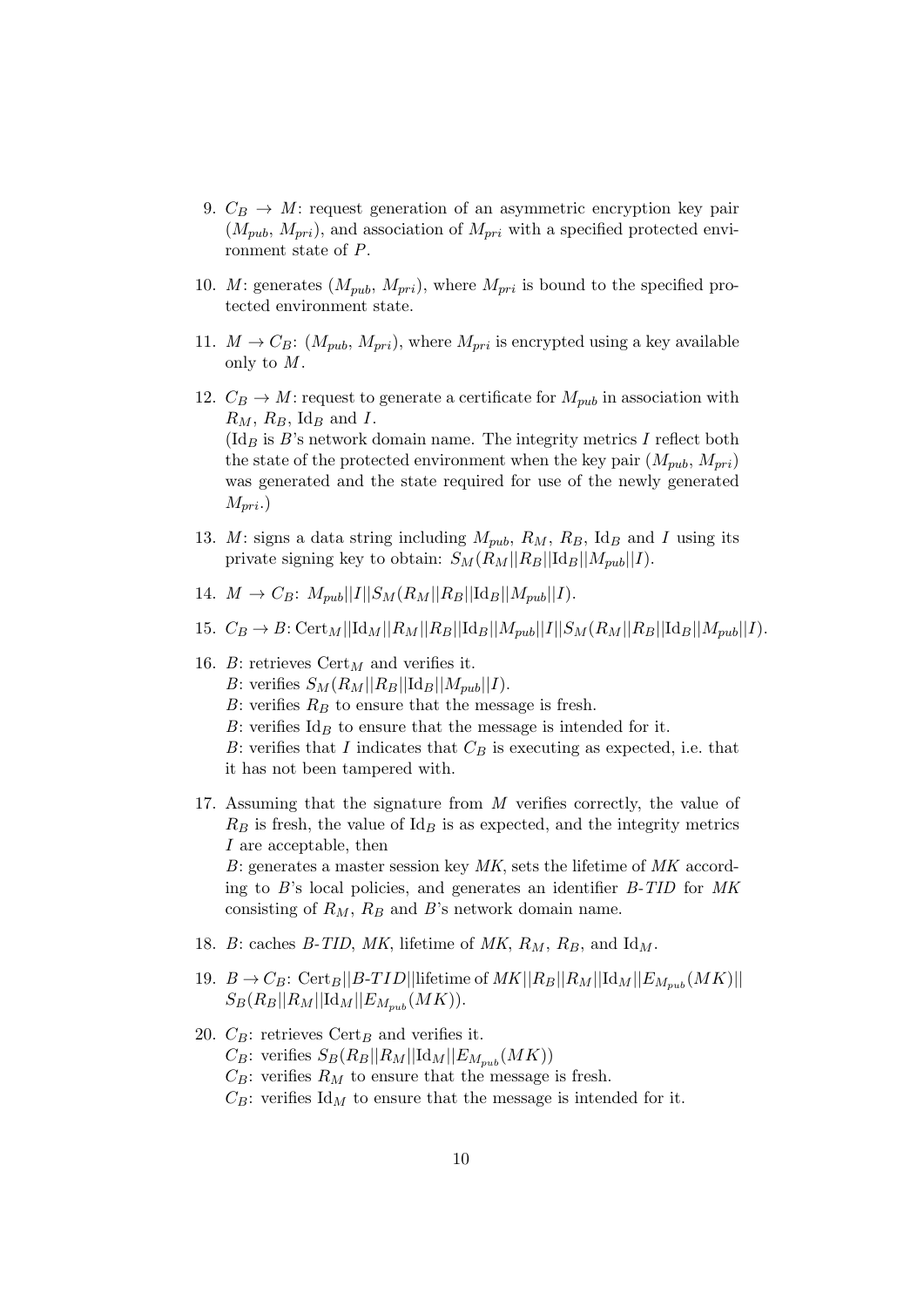9. $C_B \rightarrow M$: request generation of an asymmetric encryption key pair ($M_{pub}$, $M_{pri}$), and association of $M_{pri}$ with a specified protected environment state of $P$.

10. $M$: generates ($M_{pub}$, $M_{pri}$), where $M_{pri}$ is bound to the specified protected environment state.

11. $M \rightarrow C_B$: ($M_{pub}$, $M_{pri}$), where $M_{pri}$ is encrypted using a key available only to $M$.

12. $C_B \rightarrow M$: request to generate a certificate for $M_{pub}$ in association with $R_M$, $R_B$, $\text{Id}_B$ and $I$.
    ($\text{Id}_B$ is $B$'s network domain name. The integrity metrics $I$ reflect both the state of the protected environment when the key pair ($M_{pub}$, $M_{pri}$) was generated and the state required for use of the newly generated $M_{pri}$.)

13. $M$: signs a data string including $M_{pub}$, $R_M$, $R_B$, $\text{Id}_B$ and $I$ using its private signing key to obtain: $S_M(R_M||R_B||\text{Id}_B||M_{pub}||I)$.

14. $M \rightarrow C_B$: $M_{pub}||I||S_M(R_M||R_B||\text{Id}_B||M_{pub}||I)$.

15. $C_B \rightarrow B$: $\text{Cert}_M||\text{Id}_M||R_M||R_B||\text{Id}_B||M_{pub}||I||S_M(R_M||R_B||\text{Id}_B||M_{pub}||I)$.

16. $B$: retrieves $\text{Cert}_M$ and verifies it.
    $B$: verifies $S_M(R_M||R_B||\text{Id}_B||M_{pub}||I)$.
    $B$: verifies $R_B$ to ensure that the message is fresh.
    $B$: verifies $\text{Id}_B$ to ensure that the message is intended for it.
    $B$: verifies that $I$ indicates that $C_B$ is executing as expected, i.e. that it has not been tampered with.

17. Assuming that the signature from $M$ verifies correctly, the value of $R_B$ is fresh, the value of $\text{Id}_B$ is as expected, and the integrity metrics $I$ are acceptable, then
    $B$: generates a master session key *MK*, sets the lifetime of *MK* according to $B$'s local policies, and generates an identifier *B-TID* for *MK* consisting of $R_M$, $R_B$ and $B$'s network domain name.

18. $B$: caches *B-TID*, *MK*, lifetime of *MK*, $R_M$, $R_B$, and $\text{Id}_M$.

19. $B \rightarrow C_B$: $\text{Cert}_B||B\text{-}TID||\text{lifetime of } MK||R_B||R_M||\text{Id}_M||E_{M_{pub}}(MK)||$ $S_B(R_B||R_M||\text{Id}_M||E_{M_{pub}}(MK))$.

20. $C_B$: retrieves $\text{Cert}_B$ and verifies it.
    $C_B$: verifies $S_B(R_B||R_M||\text{Id}_M||E_{M_{pub}}(MK))$
    $C_B$: verifies $R_M$ to ensure that the message is fresh.
    $C_B$: verifies $\text{Id}_M$ to ensure that the message is intended for it.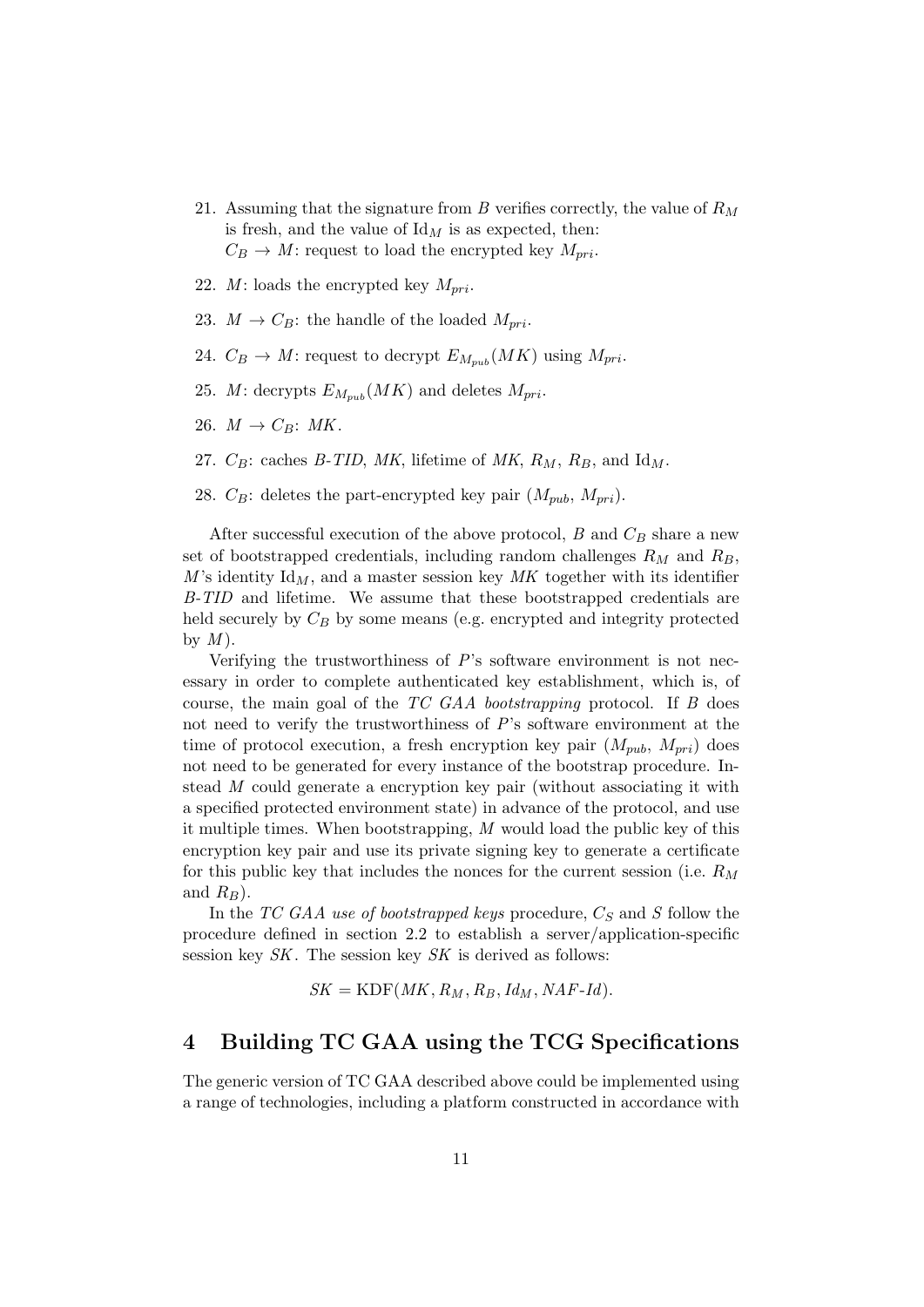21. Assuming that the signature from $B$ verifies correctly, the value of $R_M$ is fresh, and the value of $\mathrm{Id}_M$ is as expected, then:
 $C_B \rightarrow M$: request to load the encrypted key $M_{pri}$.

22. $M$: loads the encrypted key $M_{pri}$.

23. $M \rightarrow C_B$: the handle of the loaded $M_{pri}$.

24. $C_B \rightarrow M$: request to decrypt $E_{M_{pub}}(MK)$ using $M_{pri}$.

25. $M$: decrypts $E_{M_{pub}}(MK)$ and deletes $M_{pri}$.

26. $M \rightarrow C_B$: $MK$.

27. $C_B$: caches *B-TID*, *MK*, lifetime of *MK*, $R_M$, $R_B$, and $\mathrm{Id}_M$.

28. $C_B$: deletes the part-encrypted key pair ($M_{pub}$, $M_{pri}$).

After successful execution of the above protocol, $B$ and $C_B$ share a new set of bootstrapped credentials, including random challenges $R_M$ and $R_B$, $M$'s identity $\mathrm{Id}_M$, and a master session key *MK* together with its identifier *B-TID* and lifetime. We assume that these bootstrapped credentials are held securely by $C_B$ by some means (e.g. encrypted and integrity protected by $M$).

Verifying the trustworthiness of $P$'s software environment is not necessary in order to complete authenticated key establishment, which is, of course, the main goal of the *TC GAA bootstrapping* protocol. If $B$ does not need to verify the trustworthiness of $P$'s software environment at the time of protocol execution, a fresh encryption key pair ($M_{pub}$, $M_{pri}$) does not need to be generated for every instance of the bootstrap procedure. Instead $M$ could generate a encryption key pair (without associating it with a specified protected environment state) in advance of the protocol, and use it multiple times. When bootstrapping, $M$ would load the public key of this encryption key pair and use its private signing key to generate a certificate for this public key that includes the nonces for the current session (i.e. $R_M$ and $R_B$).

In the *TC GAA use of bootstrapped keys* procedure, $C_S$ and $S$ follow the procedure defined in section 2.2 to establish a server/application-specific session key *SK*. The session key *SK* is derived as follows:

$$SK = \mathrm{KDF}(MK, R_M, R_B, Id_M, NAF\text{-}Id).$$

## 4 Building TC GAA using the TCG Specifications

The generic version of TC GAA described above could be implemented using a range of technologies, including a platform constructed in accordance with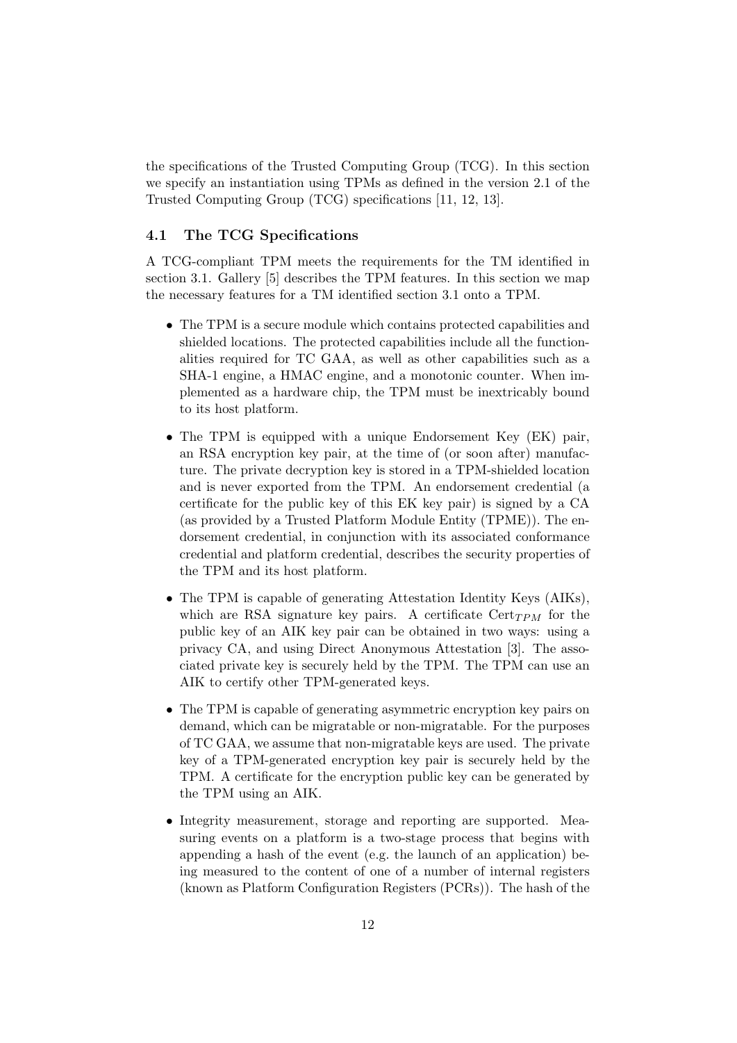the specifications of the Trusted Computing Group (TCG). In this section we specify an instantiation using TPMs as defined in the version 2.1 of the Trusted Computing Group (TCG) specifications [11, 12, 13].

### 4.1 The TCG Specifications

A TCG-compliant TPM meets the requirements for the TM identified in section 3.1. Gallery [5] describes the TPM features. In this section we map the necessary features for a TM identified section 3.1 onto a TPM.

- The TPM is a secure module which contains protected capabilities and shielded locations. The protected capabilities include all the functionalities required for TC GAA, as well as other capabilities such as a SHA-1 engine, a HMAC engine, and a monotonic counter. When implemented as a hardware chip, the TPM must be inextricably bound to its host platform.
- The TPM is equipped with a unique Endorsement Key (EK) pair, an RSA encryption key pair, at the time of (or soon after) manufacture. The private decryption key is stored in a TPM-shielded location and is never exported from the TPM. An endorsement credential (a certificate for the public key of this EK key pair) is signed by a CA (as provided by a Trusted Platform Module Entity (TPME)). The endorsement credential, in conjunction with its associated conformance credential and platform credential, describes the security properties of the TPM and its host platform.
- The TPM is capable of generating Attestation Identity Keys (AIKs), which are RSA signature key pairs. A certificate $\text{Cert}_{TPM}$ for the public key of an AIK key pair can be obtained in two ways: using a privacy CA, and using Direct Anonymous Attestation [3]. The associated private key is securely held by the TPM. The TPM can use an AIK to certify other TPM-generated keys.
- The TPM is capable of generating asymmetric encryption key pairs on demand, which can be migratable or non-migratable. For the purposes of TC GAA, we assume that non-migratable keys are used. The private key of a TPM-generated encryption key pair is securely held by the TPM. A certificate for the encryption public key can be generated by the TPM using an AIK.
- Integrity measurement, storage and reporting are supported. Measuring events on a platform is a two-stage process that begins with appending a hash of the event (e.g. the launch of an application) being measured to the content of one of a number of internal registers (known as Platform Configuration Registers (PCRs)). The hash of the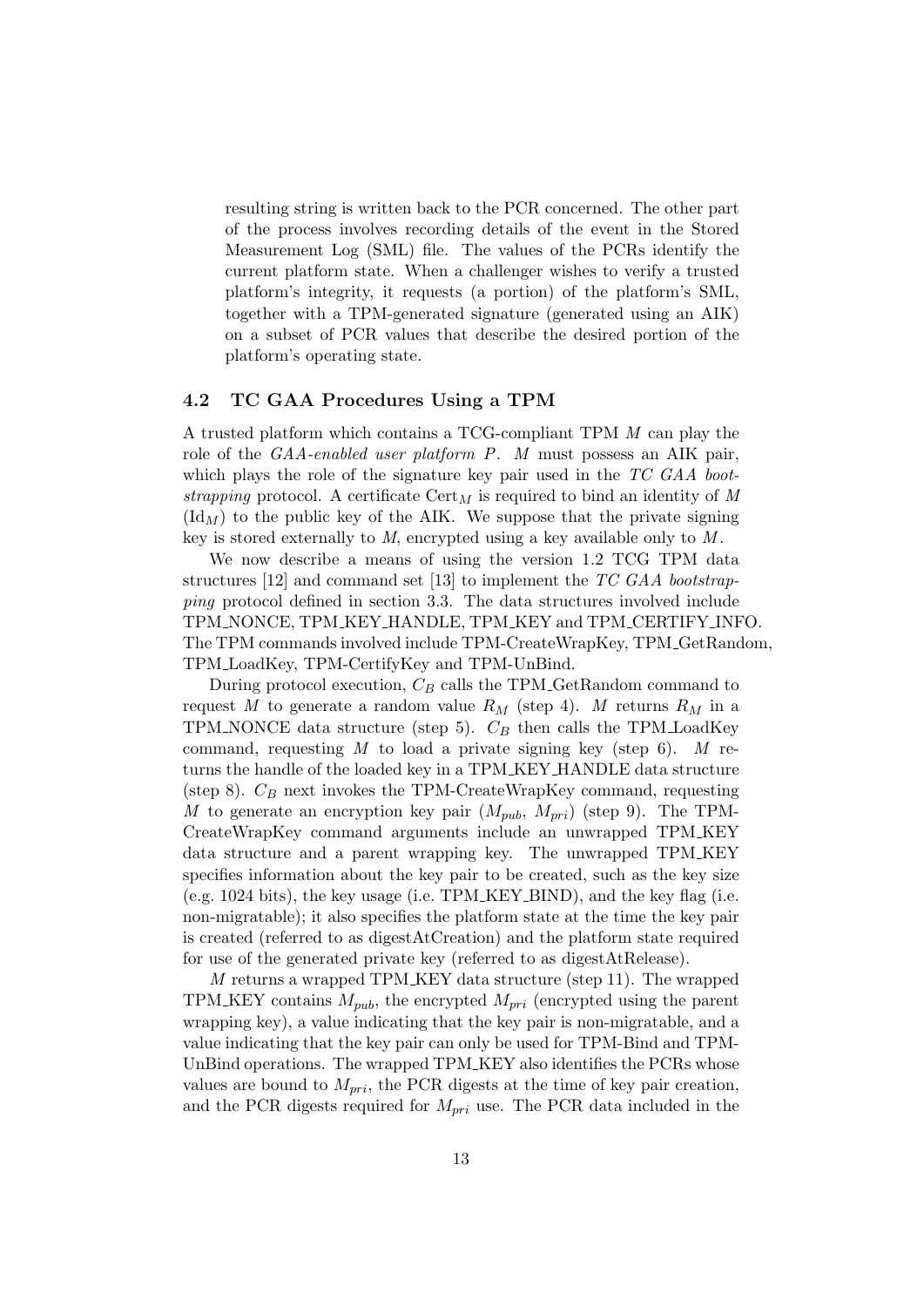resulting string is written back to the PCR concerned. The other part of the process involves recording details of the event in the Stored Measurement Log (SML) file. The values of the PCRs identify the current platform state. When a challenger wishes to verify a trusted platform's integrity, it requests (a portion) of the platform's SML, together with a TPM-generated signature (generated using an AIK) on a subset of PCR values that describe the desired portion of the platform's operating state.

### 4.2 TC GAA Procedures Using a TPM

A trusted platform which contains a TCG-compliant TPM $M$ can play the role of the *GAA-enabled user platform* $P$. $M$ must possess an AIK pair, which plays the role of the signature key pair used in the *TC GAA bootstrapping* protocol. A certificate $\text{Cert}_M$ is required to bind an identity of $M$ ($\text{Id}_M$) to the public key of the AIK. We suppose that the private signing key is stored externally to $M$, encrypted using a key available only to $M$.

We now describe a means of using the version 1.2 TCG TPM data structures [12] and command set [13] to implement the *TC GAA bootstrapping* protocol defined in section 3.3. The data structures involved include TPM_NONCE, TPM_KEY_HANDLE, TPM_KEY and TPM_CERTIFY_INFO. The TPM commands involved include TPM-CreateWrapKey, TPM_GetRandom, TPM_LoadKey, TPM-CertifyKey and TPM-UnBind.

During protocol execution, $C_B$ calls the TPM_GetRandom command to request $M$ to generate a random value $R_M$ (step 4). $M$ returns $R_M$ in a TPM_NONCE data structure (step 5). $C_B$ then calls the TPM_LoadKey command, requesting $M$ to load a private signing key (step 6). $M$ returns the handle of the loaded key in a TPM_KEY_HANDLE data structure (step 8). $C_B$ next invokes the TPM-CreateWrapKey command, requesting $M$ to generate an encryption key pair ($M_{pub}$, $M_{pri}$) (step 9). The TPM-CreateWrapKey command arguments include an unwrapped TPM_KEY data structure and a parent wrapping key. The unwrapped TPM_KEY specifies information about the key pair to be created, such as the key size (e.g. 1024 bits), the key usage (i.e. TPM_KEY_BIND), and the key flag (i.e. non-migratable); it also specifies the platform state at the time the key pair is created (referred to as digestAtCreation) and the platform state required for use of the generated private key (referred to as digestAtRelease).

$M$ returns a wrapped TPM_KEY data structure (step 11). The wrapped TPM_KEY contains $M_{pub}$, the encrypted $M_{pri}$ (encrypted using the parent wrapping key), a value indicating that the key pair is non-migratable, and a value indicating that the key pair can only be used for TPM-Bind and TPM-UnBind operations. The wrapped TPM_KEY also identifies the PCRs whose values are bound to $M_{pri}$, the PCR digests at the time of key pair creation, and the PCR digests required for $M_{pri}$ use. The PCR data included in the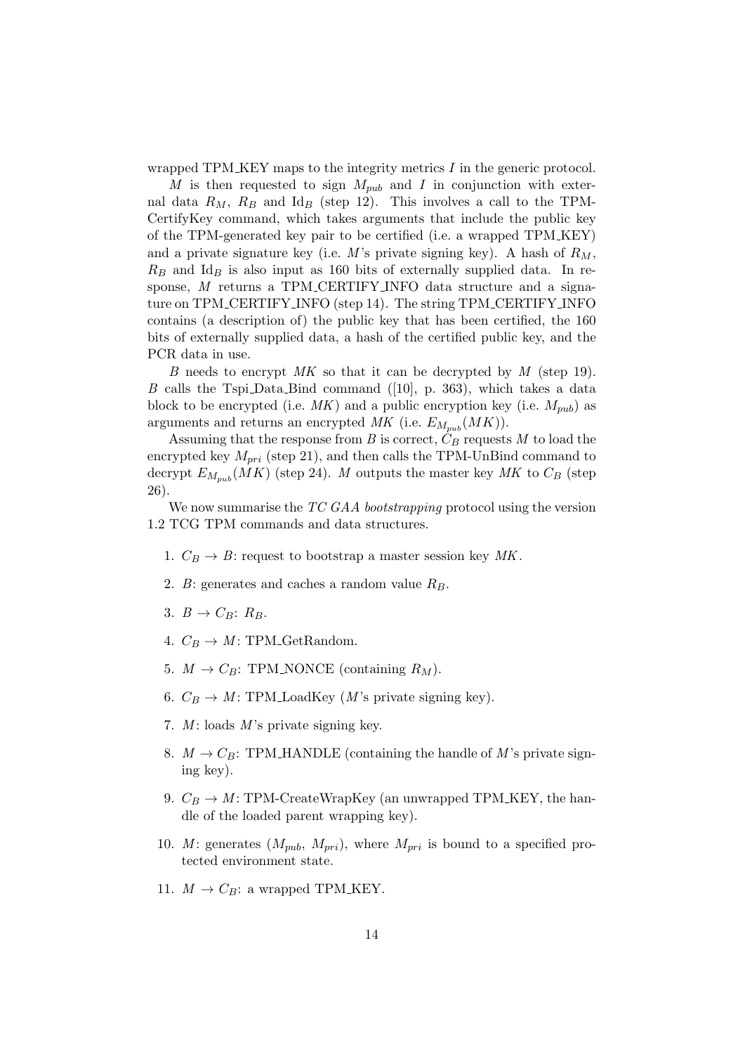wrapped TPM_KEY maps to the integrity metrics $I$ in the generic protocol.

$M$ is then requested to sign $M_{pub}$ and $I$ in conjunction with external data $R_M$, $R_B$ and $\text{Id}_B$ (step 12). This involves a call to the TPM-CertifyKey command, which takes arguments that include the public key of the TPM-generated key pair to be certified (i.e. a wrapped TPM_KEY) and a private signature key (i.e. $M$'s private signing key). A hash of $R_M$, $R_B$ and $\text{Id}_B$ is also input as 160 bits of externally supplied data. In response, $M$ returns a TPM_CERTIFY_INFO data structure and a signature on TPM_CERTIFY_INFO (step 14). The string TPM_CERTIFY_INFO contains (a description of) the public key that has been certified, the 160 bits of externally supplied data, a hash of the certified public key, and the PCR data in use.

$B$ needs to encrypt $MK$ so that it can be decrypted by $M$ (step 19). $B$ calls the Tspi_Data_Bind command ([10], p. 363), which takes a data block to be encrypted (i.e. $MK$) and a public encryption key (i.e. $M_{pub}$) as arguments and returns an encrypted $MK$ (i.e. $E_{M_{pub}}(MK)$).

Assuming that the response from $B$ is correct, $C_B$ requests $M$ to load the encrypted key $M_{pri}$ (step 21), and then calls the TPM-UnBind command to decrypt $E_{M_{pub}}(MK)$ (step 24). $M$ outputs the master key $MK$ to $C_B$ (step 26).

We now summarise the *TC GAA bootstrapping* protocol using the version 1.2 TCG TPM commands and data structures.

1. $C_B \rightarrow B$: request to bootstrap a master session key $MK$.
2. $B$: generates and caches a random value $R_B$.
3. $B \rightarrow C_B$: $R_B$.
4. $C_B \rightarrow M$: TPM_GetRandom.
5. $M \rightarrow C_B$: TPM_NONCE (containing $R_M$).
6. $C_B \rightarrow M$: TPM_LoadKey ($M$'s private signing key).
7. $M$: loads $M$'s private signing key.
8. $M \rightarrow C_B$: TPM_HANDLE (containing the handle of $M$'s private signing key).
9. $C_B \rightarrow M$: TPM-CreateWrapKey (an unwrapped TPM_KEY, the handle of the loaded parent wrapping key).
10. $M$: generates ($M_{pub}$, $M_{pri}$), where $M_{pri}$ is bound to a specified protected environment state.
11. $M \rightarrow C_B$: a wrapped TPM_KEY.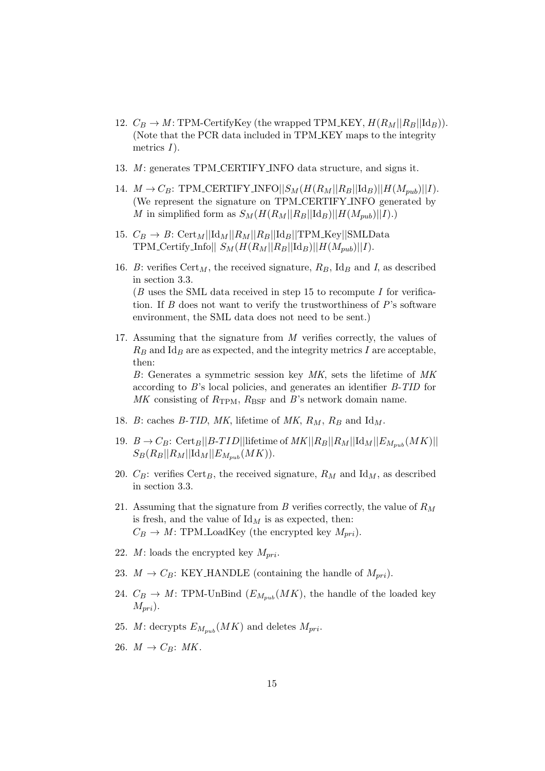12. $C_B \rightarrow M$: TPM-CertifyKey (the wrapped TPM_KEY, $H(R_M||R_B||\text{Id}_B)$). (Note that the PCR data included in TPM_KEY maps to the integrity metrics $I$).

13. $M$: generates TPM_CERTIFY_INFO data structure, and signs it.

14. $M \rightarrow C_B$: TPM_CERTIFY_INFO$||S_M(H(R_M||R_B||\text{Id}_B)||H(M_{pub})||I)$. (We represent the signature on TPM_CERTIFY_INFO generated by $M$ in simplified form as $S_M(H(R_M||R_B||\text{Id}_B)||H(M_{pub})||I)$.)

15. $C_B \rightarrow B$: $\text{Cert}_M||\text{Id}_M||R_M||R_B||\text{Id}_B||$TPM_Key$||$SMLData TPM_Certify_Info$||$ $S_M(H(R_M||R_B||\text{Id}_B)||H(M_{pub})||I)$.

16. $B$: verifies $\text{Cert}_M$, the received signature, $R_B$, $\text{Id}_B$ and $I$, as described in section 3.3.
($B$ uses the SML data received in step 15 to recompute $I$ for verification. If $B$ does not want to verify the trustworthiness of $P$'s software environment, the SML data does not need to be sent.)

17. Assuming that the signature from $M$ verifies correctly, the values of $R_B$ and $\text{Id}_B$ are as expected, and the integrity metrics $I$ are acceptable, then:
$B$: Generates a symmetric session key *MK*, sets the lifetime of *MK* according to $B$'s local policies, and generates an identifier *B-TID* for *MK* consisting of $R_{\text{TPM}}$, $R_{\text{BSF}}$ and $B$'s network domain name.

18. $B$: caches *B-TID*, *MK*, lifetime of *MK*, $R_M$, $R_B$ and $\text{Id}_M$.

19. $B \rightarrow C_B$: $\text{Cert}_B||B\text{-}TID||$lifetime of $MK||R_B||R_M||\text{Id}_M||E_{M_{pub}}(MK)||$ $S_B(R_B||R_M||\text{Id}_M||E_{M_{pub}}(MK))$.

20. $C_B$: verifies $\text{Cert}_B$, the received signature, $R_M$ and $\text{Id}_M$, as described in section 3.3.

21. Assuming that the signature from $B$ verifies correctly, the value of $R_M$ is fresh, and the value of $\text{Id}_M$ is as expected, then:
$C_B \rightarrow M$: TPM_LoadKey (the encrypted key $M_{pri}$).

22. $M$: loads the encrypted key $M_{pri}$.

23. $M \rightarrow C_B$: KEY_HANDLE (containing the handle of $M_{pri}$).

24. $C_B \rightarrow M$: TPM-UnBind ($E_{M_{pub}}(MK)$, the handle of the loaded key $M_{pri}$).

25. $M$: decrypts $E_{M_{pub}}(MK)$ and deletes $M_{pri}$.

26. $M \rightarrow C_B$: *MK*.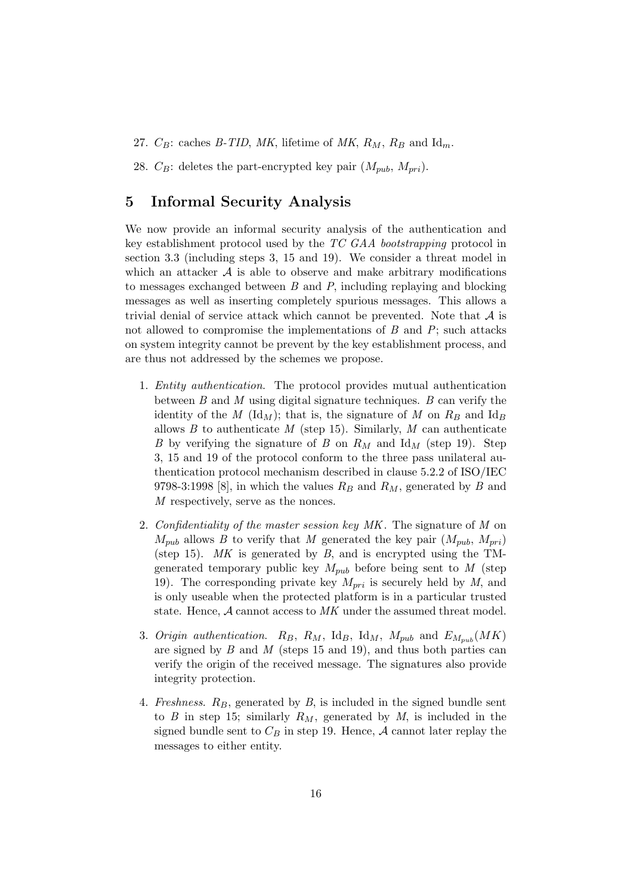27. $C_B$: caches *B-TID*, *MK*, lifetime of *MK*, $R_M$, $R_B$ and $\text{Id}_m$.

28. $C_B$: deletes the part-encrypted key pair ($M_{pub}$, $M_{pri}$).

## 5 Informal Security Analysis

We now provide an informal security analysis of the authentication and key establishment protocol used by the *TC GAA bootstrapping* protocol in section 3.3 (including steps 3, 15 and 19). We consider a threat model in which an attacker $\mathcal{A}$ is able to observe and make arbitrary modifications to messages exchanged between $B$ and $P$, including replaying and blocking messages as well as inserting completely spurious messages. This allows a trivial denial of service attack which cannot be prevented. Note that $\mathcal{A}$ is not allowed to compromise the implementations of $B$ and $P$; such attacks on system integrity cannot be prevent by the key establishment process, and are thus not addressed by the schemes we propose.

1. *Entity authentication*. The protocol provides mutual authentication between $B$ and $M$ using digital signature techniques. $B$ can verify the identity of the $M$ ($\text{Id}_M$); that is, the signature of $M$ on $R_B$ and $\text{Id}_B$ allows $B$ to authenticate $M$ (step 15). Similarly, $M$ can authenticate $B$ by verifying the signature of $B$ on $R_M$ and $\text{Id}_M$ (step 19). Step 3, 15 and 19 of the protocol conform to the three pass unilateral authentication protocol mechanism described in clause 5.2.2 of ISO/IEC 9798-3:1998 [8], in which the values $R_B$ and $R_M$, generated by $B$ and $M$ respectively, serve as the nonces.

2. *Confidentiality of the master session key MK*. The signature of $M$ on $M_{pub}$ allows $B$ to verify that $M$ generated the key pair ($M_{pub}$, $M_{pri}$) (step 15). *MK* is generated by $B$, and is encrypted using the TM-generated temporary public key $M_{pub}$ before being sent to $M$ (step 19). The corresponding private key $M_{pri}$ is securely held by $M$, and is only useable when the protected platform is in a particular trusted state. Hence, $\mathcal{A}$ cannot access to *MK* under the assumed threat model.

3. *Origin authentication*. $R_B$, $R_M$, $\text{Id}_B$, $\text{Id}_M$, $M_{pub}$ and $E_{M_{pub}}(MK)$ are signed by $B$ and $M$ (steps 15 and 19), and thus both parties can verify the origin of the received message. The signatures also provide integrity protection.

4. *Freshness*. $R_B$, generated by $B$, is included in the signed bundle sent to $B$ in step 15; similarly $R_M$, generated by $M$, is included in the signed bundle sent to $C_B$ in step 19. Hence, $\mathcal{A}$ cannot later replay the messages to either entity.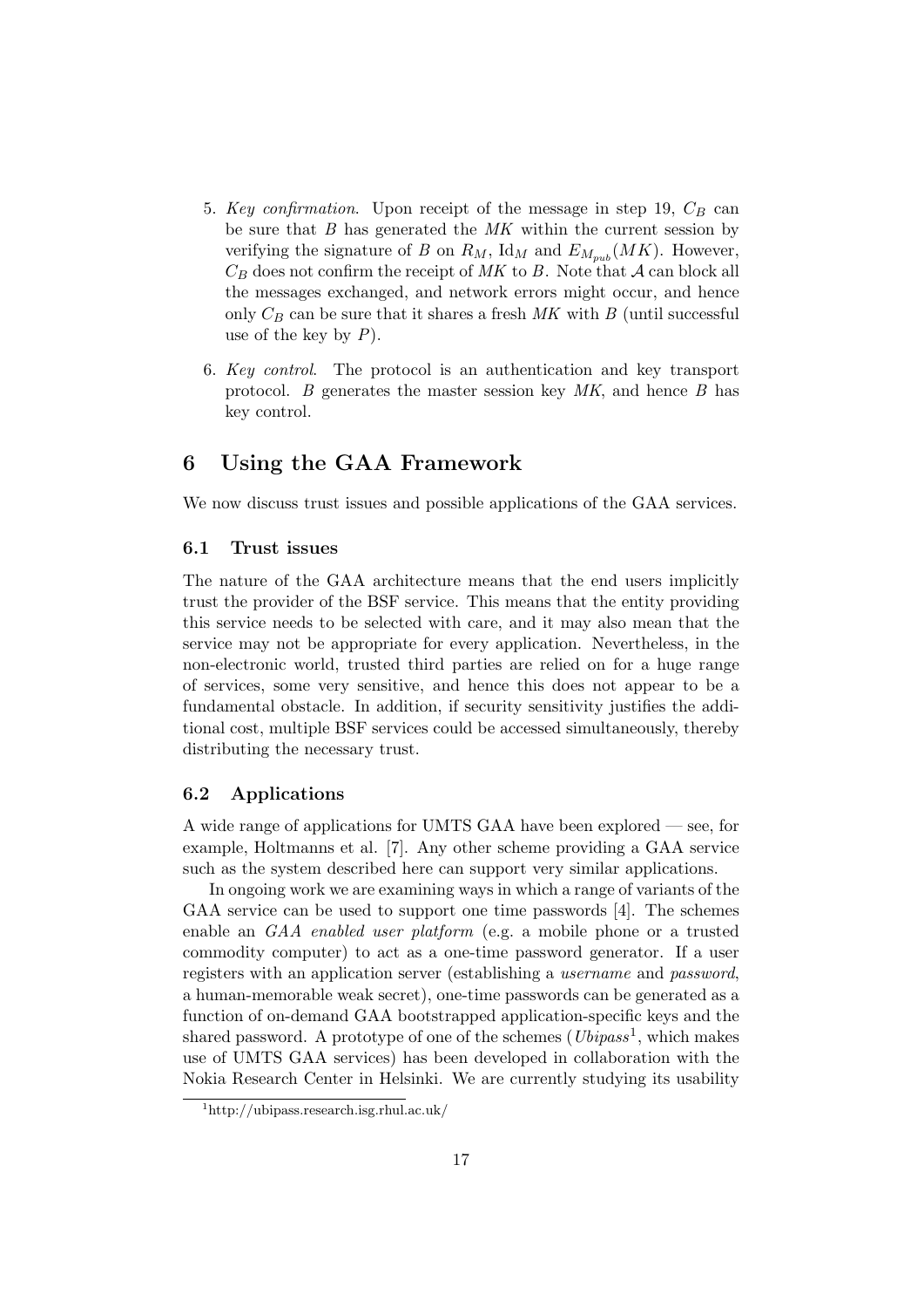5. *Key confirmation*. Upon receipt of the message in step 19, $C_B$ can be sure that $B$ has generated the *MK* within the current session by verifying the signature of $B$ on $R_M$, $\text{Id}_M$ and $E_{M_{pub}}(MK)$. However, $C_B$ does not confirm the receipt of *MK* to $B$. Note that $\mathcal{A}$ can block all the messages exchanged, and network errors might occur, and hence only $C_B$ can be sure that it shares a fresh *MK* with $B$ (until successful use of the key by $P$).

6. *Key control*. The protocol is an authentication and key transport protocol. $B$ generates the master session key *MK*, and hence $B$ has key control.

# 6 Using the GAA Framework

We now discuss trust issues and possible applications of the GAA services.

## 6.1 Trust issues

The nature of the GAA architecture means that the end users implicitly trust the provider of the BSF service. This means that the entity providing this service needs to be selected with care, and it may also mean that the service may not be appropriate for every application. Nevertheless, in the non-electronic world, trusted third parties are relied on for a huge range of services, some very sensitive, and hence this does not appear to be a fundamental obstacle. In addition, if security sensitivity justifies the additional cost, multiple BSF services could be accessed simultaneously, thereby distributing the necessary trust.

## 6.2 Applications

A wide range of applications for UMTS GAA have been explored — see, for example, Holtmanns et al. [7]. Any other scheme providing a GAA service such as the system described here can support very similar applications.

In ongoing work we are examining ways in which a range of variants of the GAA service can be used to support one time passwords [4]. The schemes enable an *GAA enabled user platform* (e.g. a mobile phone or a trusted commodity computer) to act as a one-time password generator. If a user registers with an application server (establishing a *username* and *password*, a human-memorable weak secret), one-time passwords can be generated as a function of on-demand GAA bootstrapped application-specific keys and the shared password. A prototype of one of the schemes (*Ubipass*[1], which makes use of UMTS GAA services) has been developed in collaboration with the Nokia Research Center in Helsinki. We are currently studying its usability

[1] http://ubipass.research.isg.rhul.ac.uk/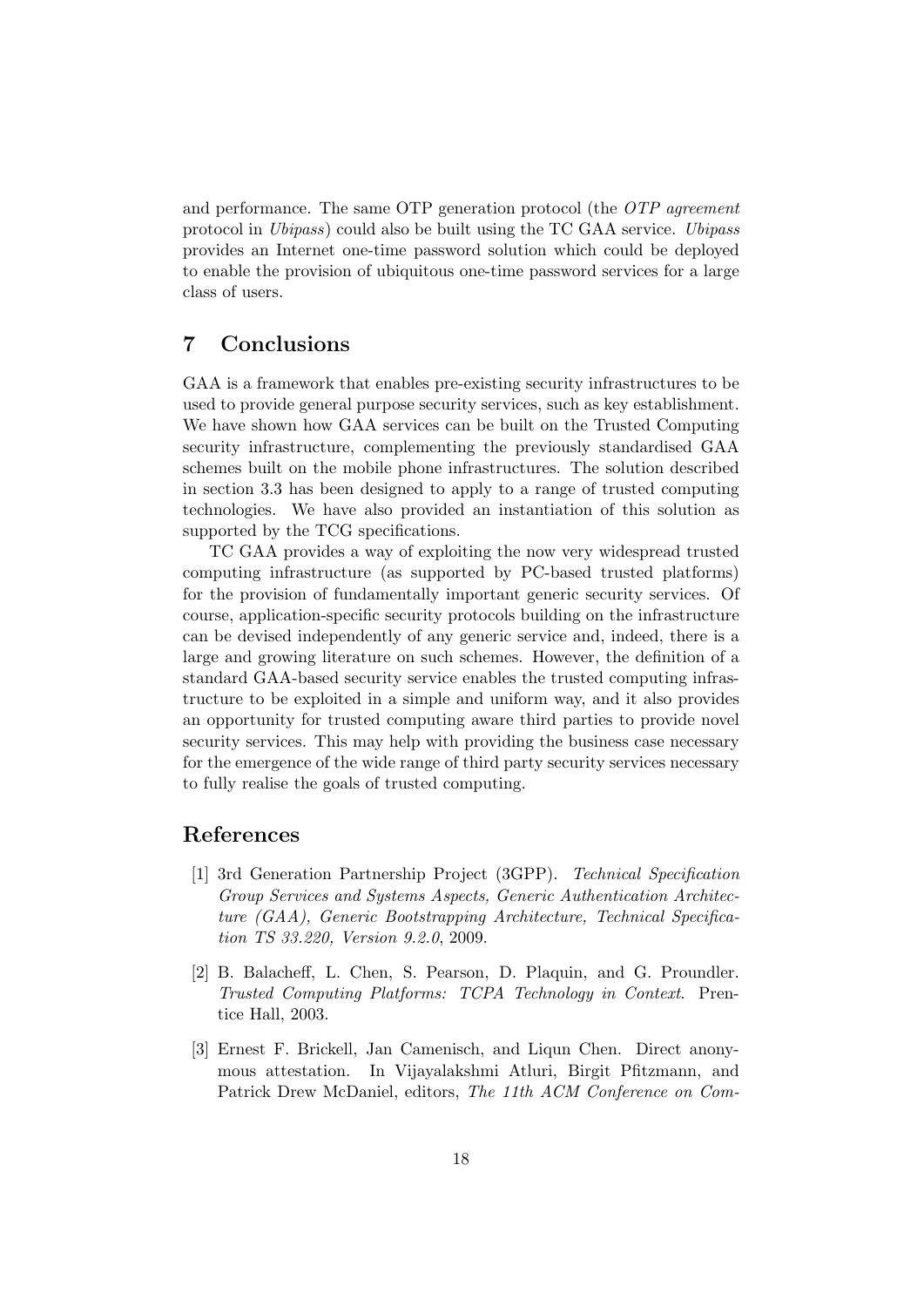and performance. The same OTP generation protocol (the *OTP agreement* protocol in *Ubipass*) could also be built using the TC GAA service. *Ubipass* provides an Internet one-time password solution which could be deployed to enable the provision of ubiquitous one-time password services for a large class of users.

## 7 Conclusions

GAA is a framework that enables pre-existing security infrastructures to be used to provide general purpose security services, such as key establishment. We have shown how GAA services can be built on the Trusted Computing security infrastructure, complementing the previously standardised GAA schemes built on the mobile phone infrastructures. The solution described in section 3.3 has been designed to apply to a range of trusted computing technologies. We have also provided an instantiation of this solution as supported by the TCG specifications.

TC GAA provides a way of exploiting the now very widespread trusted computing infrastructure (as supported by PC-based trusted platforms) for the provision of fundamentally important generic security services. Of course, application-specific security protocols building on the infrastructure can be devised independently of any generic service and, indeed, there is a large and growing literature on such schemes. However, the definition of a standard GAA-based security service enables the trusted computing infrastructure to be exploited in a simple and uniform way, and it also provides an opportunity for trusted computing aware third parties to provide novel security services. This may help with providing the business case necessary for the emergence of the wide range of third party security services necessary to fully realise the goals of trusted computing.

## References

[1] 3rd Generation Partnership Project (3GPP). *Technical Specification Group Services and Systems Aspects, Generic Authentication Architecture (GAA), Generic Bootstrapping Architecture, Technical Specification TS 33.220, Version 9.2.0*, 2009.

[2] B. Balacheff, L. Chen, S. Pearson, D. Plaquin, and G. Proundler. *Trusted Computing Platforms: TCPA Technology in Context*. Prentice Hall, 2003.

[3] Ernest F. Brickell, Jan Camenisch, and Liqun Chen. Direct anonymous attestation. In Vijayalakshmi Atluri, Birgit Pfitzmann, and Patrick Drew McDaniel, editors, *The 11th ACM Conference on Com-*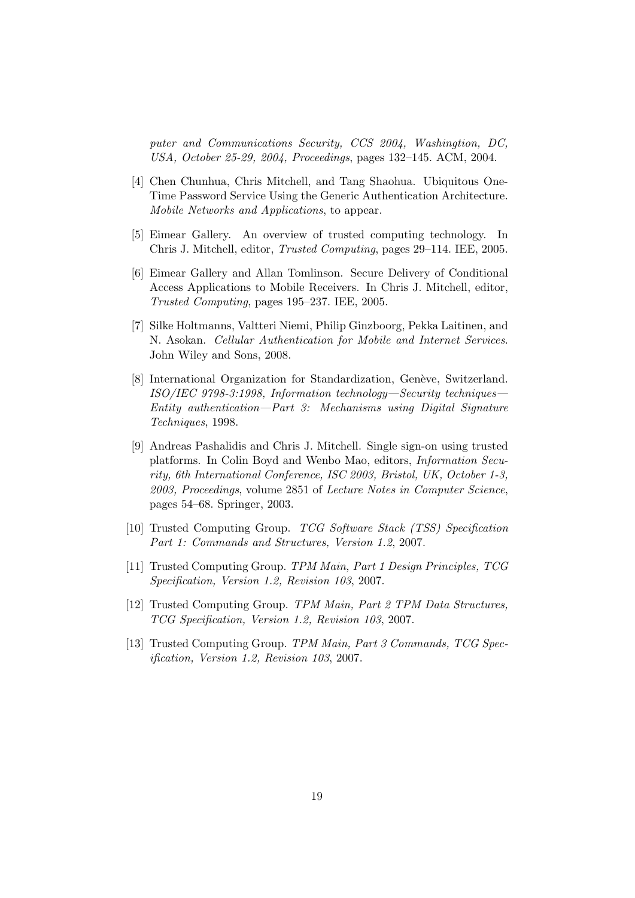*puter and Communications Security, CCS 2004, Washingtion, DC, USA, October 25-29, 2004, Proceedings*, pages 132–145. ACM, 2004.

[4] Chen Chunhua, Chris Mitchell, and Tang Shaohua. Ubiquitous One-Time Password Service Using the Generic Authentication Architecture. *Mobile Networks and Applications*, to appear.

[5] Eimear Gallery. An overview of trusted computing technology. In Chris J. Mitchell, editor, *Trusted Computing*, pages 29–114. IEE, 2005.

[6] Eimear Gallery and Allan Tomlinson. Secure Delivery of Conditional Access Applications to Mobile Receivers. In Chris J. Mitchell, editor, *Trusted Computing*, pages 195–237. IEE, 2005.

[7] Silke Holtmanns, Valtteri Niemi, Philip Ginzboorg, Pekka Laitinen, and N. Asokan. *Cellular Authentication for Mobile and Internet Services*. John Wiley and Sons, 2008.

[8] International Organization for Standardization, Genève, Switzerland. *ISO/IEC 9798-3:1998, Information technology—Security techniques—Entity authentication—Part 3: Mechanisms using Digital Signature Techniques*, 1998.

[9] Andreas Pashalidis and Chris J. Mitchell. Single sign-on using trusted platforms. In Colin Boyd and Wenbo Mao, editors, *Information Security, 6th International Conference, ISC 2003, Bristol, UK, October 1-3, 2003, Proceedings*, volume 2851 of *Lecture Notes in Computer Science*, pages 54–68. Springer, 2003.

[10] Trusted Computing Group. *TCG Software Stack (TSS) Specification Part 1: Commands and Structures, Version 1.2*, 2007.

[11] Trusted Computing Group. *TPM Main, Part 1 Design Principles, TCG Specification, Version 1.2, Revision 103*, 2007.

[12] Trusted Computing Group. *TPM Main, Part 2 TPM Data Structures, TCG Specification, Version 1.2, Revision 103*, 2007.

[13] Trusted Computing Group. *TPM Main, Part 3 Commands, TCG Specification, Version 1.2, Revision 103*, 2007.